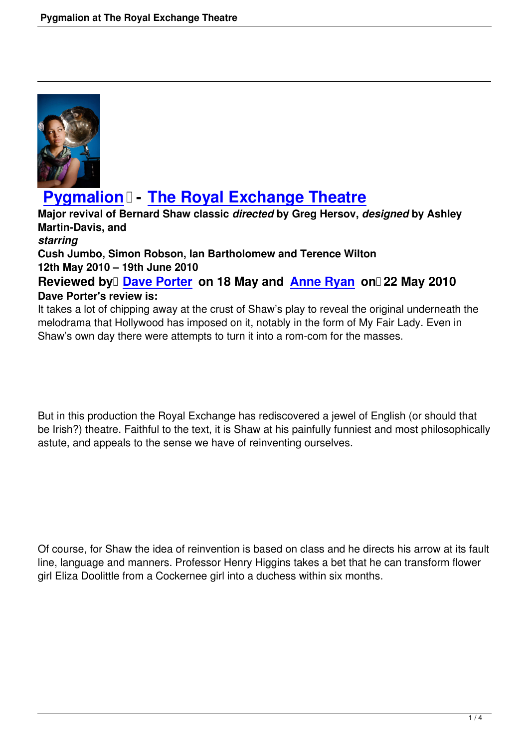# Pygmalion - The Royal Exchange Theatre

**Major revival of Bernard Shaw classic *directed* by Greg Hersov, *designed* by Ashley Martin-Davis, and *starring* Cush Jumbo, Simon Robson, Ian Bartholomew and Terence Wilton**
**12th May 2010 – 19th June 2010**

## Reviewed by Dave Porter on 18 May and Anne Ryan on 22 May 2010

**Dave Porter's review is:**

It takes a lot of chipping away at the crust of Shaw's play to reveal the original underneath the melodrama that Hollywood has imposed on it, notably in the form of My Fair Lady. Even in Shaw's own day there were attempts to turn it into a rom-com for the masses.

But in this production the Royal Exchange has rediscovered a jewel of English (or should that be Irish?) theatre. Faithful to the text, it is Shaw at his painfully funniest and most philosophically astute, and appeals to the sense we have of reinventing ourselves.

Of course, for Shaw the idea of reinvention is based on class and he directs his arrow at its fault line, language and manners. Professor Henry Higgins takes a bet that he can transform flower girl Eliza Doolittle from a Cockernee girl into a duchess within six months.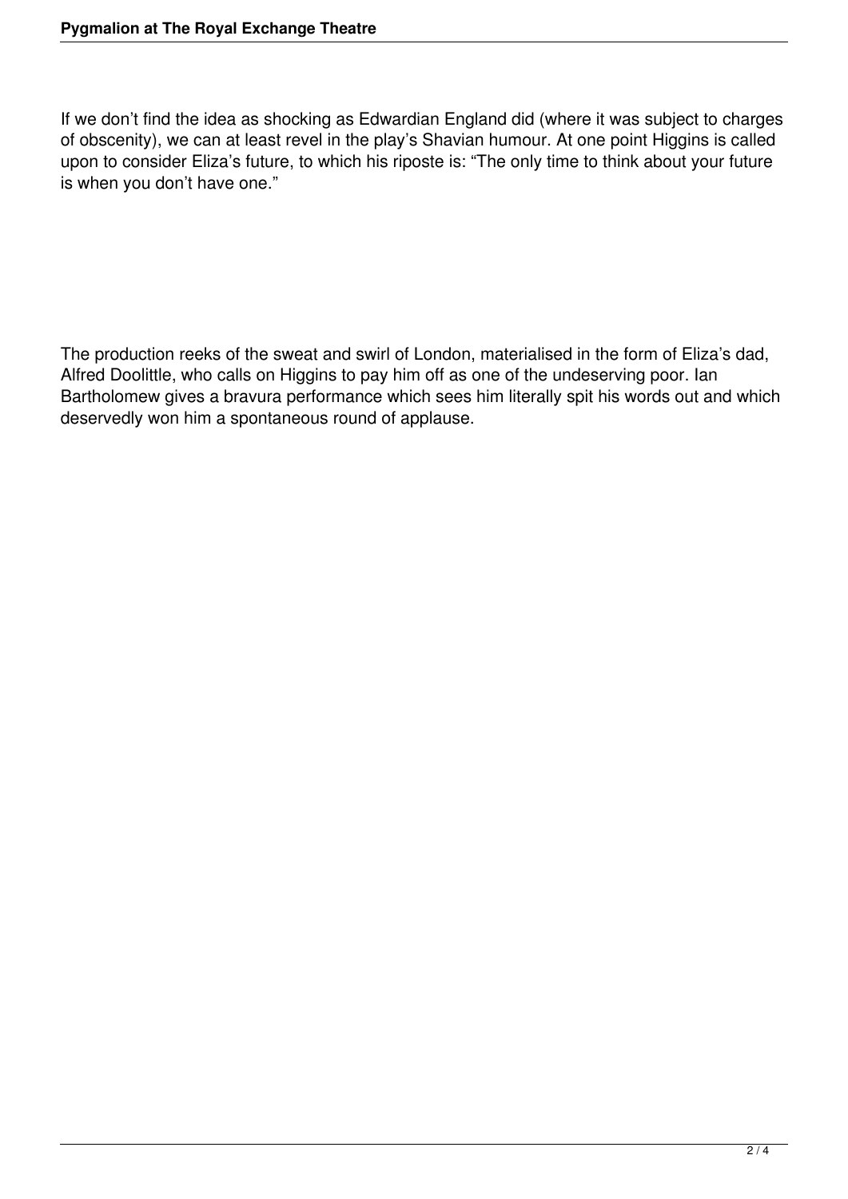If we don't find the idea as shocking as Edwardian England did (where it was subject to charges of obscenity), we can at least revel in the play's Shavian humour. At one point Higgins is called upon to consider Eliza's future, to which his riposte is: "The only time to think about your future is when you don't have one."

The production reeks of the sweat and swirl of London, materialised in the form of Eliza's dad, Alfred Doolittle, who calls on Higgins to pay him off as one of the undeserving poor. Ian Bartholomew gives a bravura performance which sees him literally spit his words out and which deservedly won him a spontaneous round of applause.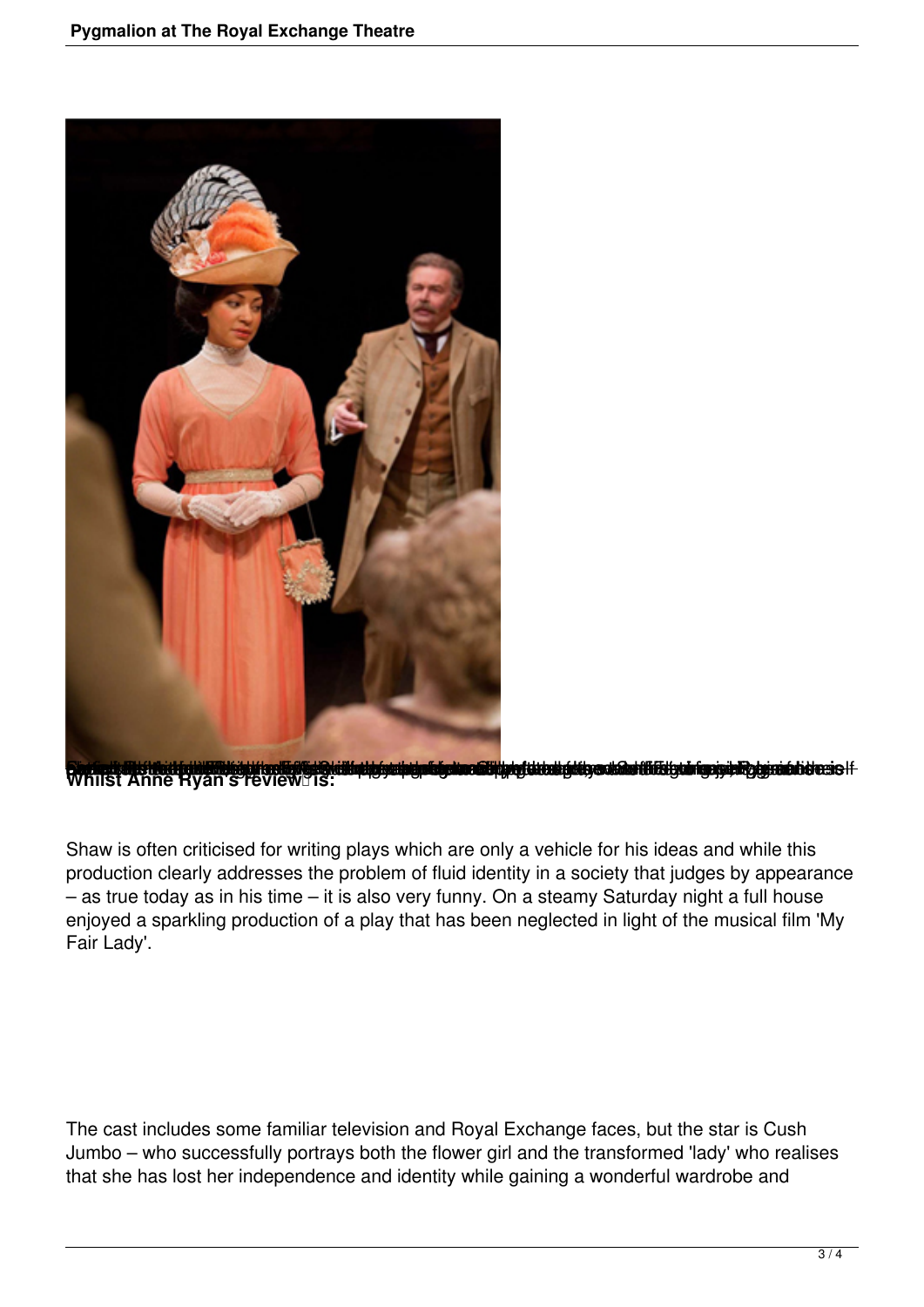**Whilst Anne Ryan's review is:**

Shaw is often criticised for writing plays which are only a vehicle for his ideas and while this production clearly addresses the problem of fluid identity in a society that judges by appearance – as true today as in his time – it is also very funny. On a steamy Saturday night a full house enjoyed a sparkling production of a play that has been neglected in light of the musical film 'My Fair Lady'.

The cast includes some familiar television and Royal Exchange faces, but the star is Cush Jumbo – who successfully portrays both the flower girl and the transformed 'lady' who realises that she has lost her independence and identity while gaining a wonderful wardrobe and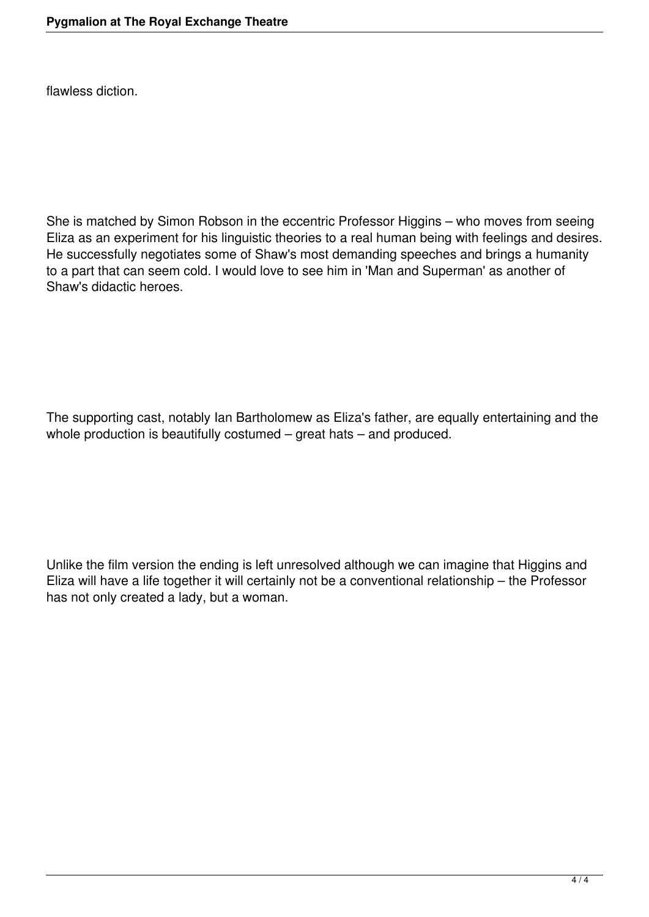flawless diction.

She is matched by Simon Robson in the eccentric Professor Higgins – who moves from seeing Eliza as an experiment for his linguistic theories to a real human being with feelings and desires. He successfully negotiates some of Shaw's most demanding speeches and brings a humanity to a part that can seem cold. I would love to see him in 'Man and Superman' as another of Shaw's didactic heroes.

The supporting cast, notably Ian Bartholomew as Eliza's father, are equally entertaining and the whole production is beautifully costumed – great hats – and produced.

Unlike the film version the ending is left unresolved although we can imagine that Higgins and Eliza will have a life together it will certainly not be a conventional relationship – the Professor has not only created a lady, but a woman.